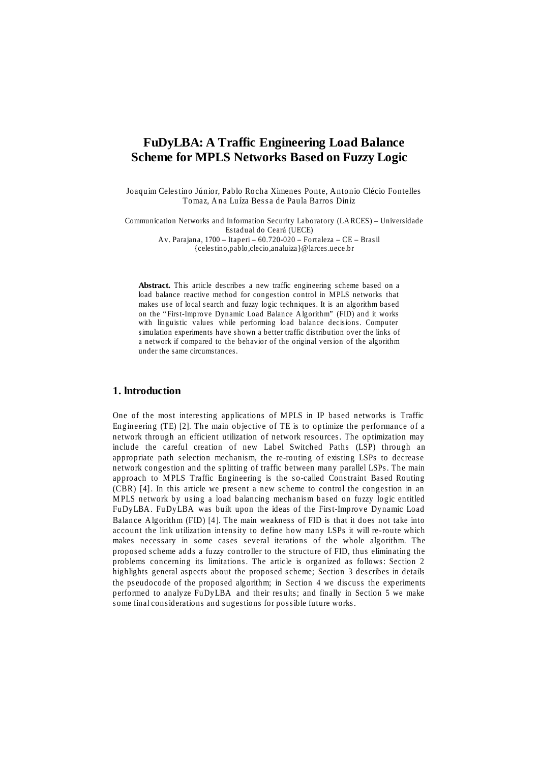# FuDyLBA: A Traffic Engineering Load Balance Scheme for MPLS Networks Based on Fuzzy Logic

Joaquim Celestino Júnior, Pablo Rocha Ximenes Ponte, Antonio Clécio Fontelles Tomaz, Ana Luíza Bessa de Paula Barros Diniz

Communication Networks and Information Security Laboratory (LARCES) – Universidade Estadual do Ceará (UECE)
Av. Parajana, 1700 – Itaperi – 60.720-020 – Fortaleza – CE – Brasil
{celestino,pablo,clecio,analuiza}@larces.uece.br

**Abstract.** This article describes a new traffic engineering scheme based on a load balance reactive method for congestion control in MPLS networks that makes use of local search and fuzzy logic techniques. It is an algorithm based on the "First-Improve Dynamic Load Balance Algorithm" (FID) and it works with linguistic values while performing load balance decisions. Computer simulation experiments have shown a better traffic distribution over the links of a network if compared to the behavior of the original version of the algorithm under the same circumstances.

## 1. lntroduction

One of the most interesting applications of MPLS in IP based networks is Traffic Engineering (TE) [2]. The main objective of TE is to optimize the performance of a network through an efficient utilization of network resources. The optimization may include the careful creation of new Label Switched Paths (LSP) through an appropriate path selection mechanism, the re-routing of existing LSPs to decrease network congestion and the splitting of traffic between many parallel LSPs. The main approach to MPLS Traffic Engineering is the so-called Constraint Based Routing (CBR) [4]. In this article we present a new scheme to control the congestion in an MPLS network by using a load balancing mechanism based on fuzzy logic entitled FuDyLBA. FuDyLBA was built upon the ideas of the First-Improve Dynamic Load Balance Algorithm (FID) [4]. The main weakness of FID is that it does not take into account the link utilization intensity to define how many LSPs it will re-route which makes necessary in some cases several iterations of the whole algorithm. The proposed scheme adds a fuzzy controller to the structure of FID, thus eliminating the problems concerning its limitations. The article is organized as follows: Section 2 highlights general aspects about the proposed scheme; Section 3 describes in details the pseudocode of the proposed algorithm; in Section 4 we discuss the experiments performed to analyze FuDyLBA and their results; and finally in Section 5 we make some final considerations and sugestions for possible future works.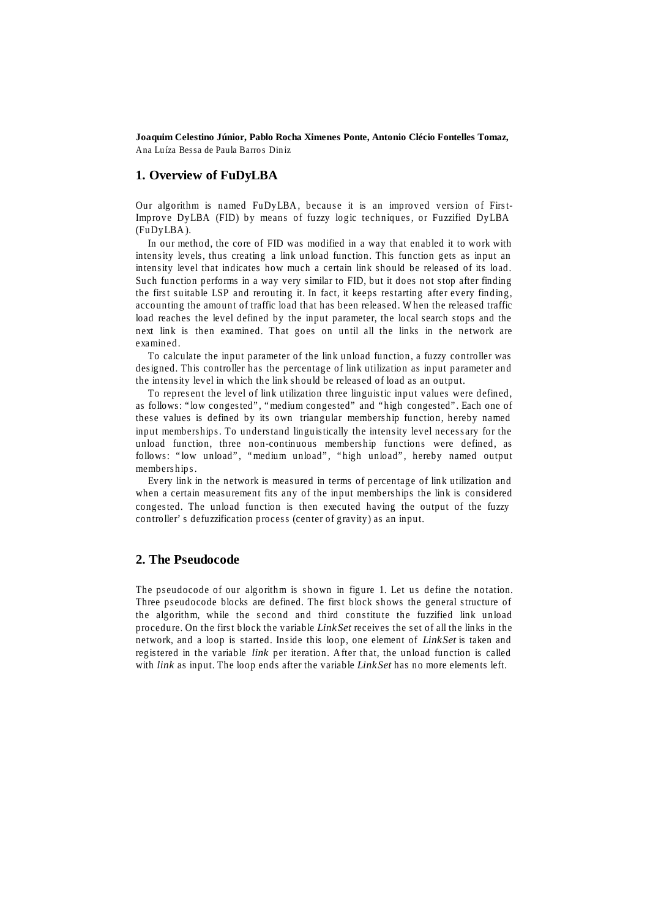**Joaquim Celestino Júnior, Pablo Rocha Ximenes Ponte, Antonio Clécio Fontelles Tomaz,** Ana Luíza Bessa de Paula Barros Diniz

## 1. Overview of FuDyLBA

Our algorithm is named FuDyLBA, because it is an improved version of First-Improve DyLBA (FID) by means of fuzzy logic techniques, or Fuzzified DyLBA (FuDyLBA).

In our method, the core of FID was modified in a way that enabled it to work with intensity levels, thus creating a link unload function. This function gets as input an intensity level that indicates how much a certain link should be released of its load. Such function performs in a way very similar to FID, but it does not stop after finding the first suitable LSP and rerouting it. In fact, it keeps restarting after every finding, accounting the amount of traffic load that has been released. When the released traffic load reaches the level defined by the input parameter, the local search stops and the next link is then examined. That goes on until all the links in the network are examined.

To calculate the input parameter of the link unload function, a fuzzy controller was designed. This controller has the percentage of link utilization as input parameter and the intensity level in which the link should be released of load as an output.

To represent the level of link utilization three linguistic input values were defined, as follows: "low congested", "medium congested" and "high congested". Each one of these values is defined by its own triangular membership function, hereby named input memberships. To understand linguistically the intensity level necessary for the unload function, three non-continuous membership functions were defined, as follows: "low unload", "medium unload", "high unload", hereby named output memberships.

Every link in the network is measured in terms of percentage of link utilization and when a certain measurement fits any of the input memberships the link is considered congested. The unload function is then executed having the output of the fuzzy controller' s defuzzification process (center of gravity) as an input.

## 2. The Pseudocode

The pseudocode of our algorithm is shown in figure 1. Let us define the notation. Three pseudocode blocks are defined. The first block shows the general structure of the algorithm, while the second and third constitute the fuzzified link unload procedure. On the first block the variable *LinkSet* receives the set of all the links in the network, and a loop is started. Inside this loop, one element of *LinkSet* is taken and registered in the variable *link* per iteration. After that, the unload function is called with *link* as input. The loop ends after the variable *LinkSet* has no more elements left.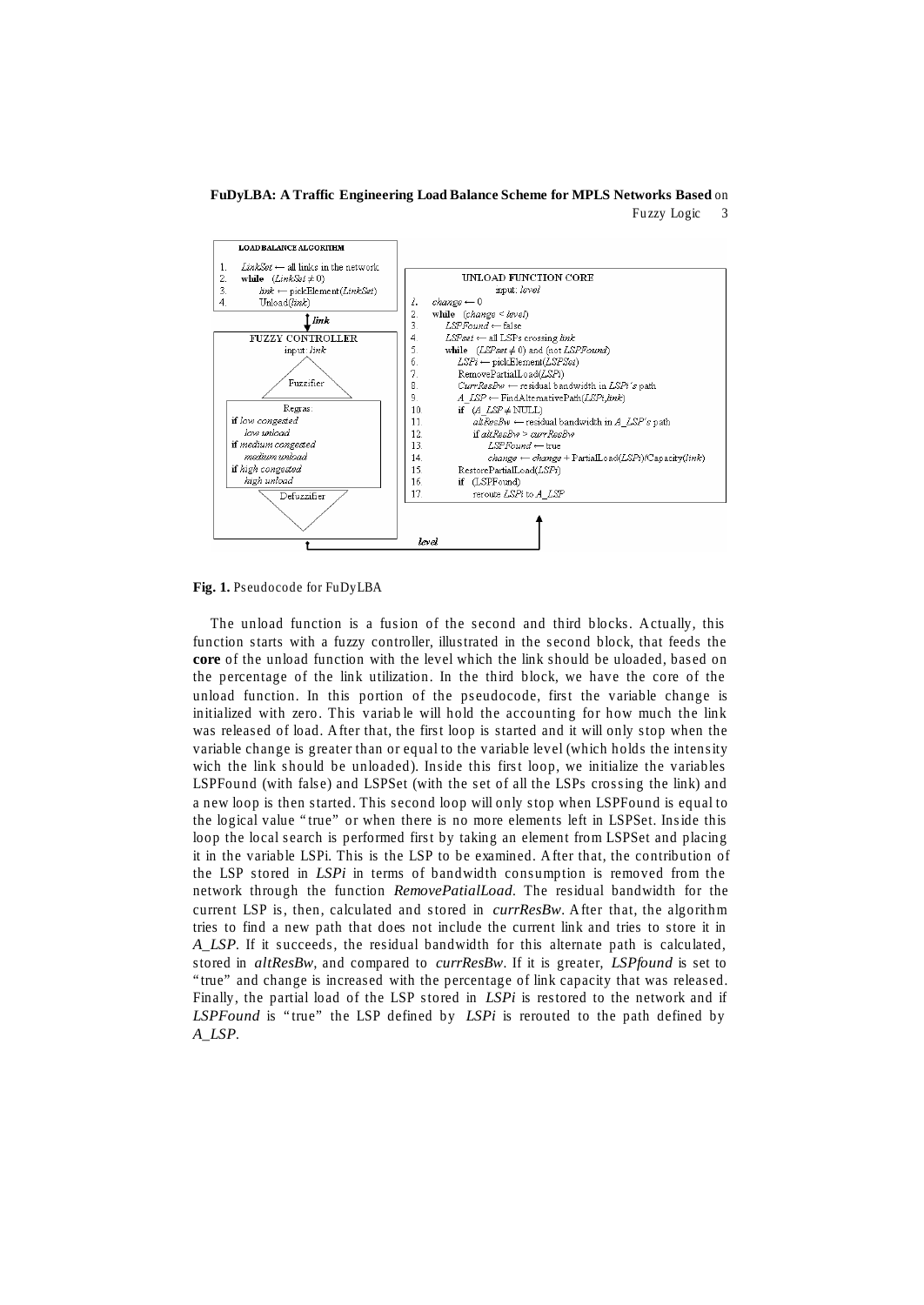```
LOAD BALANCE ALGORITHM
1.  LinkSet ← all links in the network
2.  while  (LinkSet ≠ 0)
3.      link ← pickElement(LinkSet)
4.      Unload(link)

        ↓ link

FUZZY CONTROLLER
input: link

Fuzzifier

Regras:
if low congested
    low unload
if medium congested
    medium unload
if high congested
    high unload

Defuzzifier

UNLOAD FUNCTION CORE
input: level
1.  change ← 0
2.  while  (change < level)
3.      LSPFound ← false
4.      LSPset ← all LSPs crossing link
5.      while  (LSPset ≠ 0) and (not LSPFound)
6.          LSPi ← pickElement(LSPSet)
7.          RemovePartialLoad(LSPi)
8.          CurrResBw ← residual bandwidth in LSPi's path
9.          A_LSP ← FindAlternativePath(LSPi,link)
10.         if  (A_LSP ≠ NULL)
11.             altResBw ← residual bandwidth in A_LSP's path
12.             if altResBw > currResBw
13.                 LSPFound ← true
14.                 change ← change + PartialLoad(LSPi)/Capacity(link)
15.         RestorePartialLoad(LSPi)
16.         if  (LSPFound)
17.             reroute LSPi to A_LSP

level
```

**Fig. 1.** Pseudocode for FuDyLBA

The unload function is a fusion of the second and third blocks. Actually, this function starts with a fuzzy controller, illustrated in the second block, that feeds the **core** of the unload function with the level which the link should be uloaded, based on the percentage of the link utilization. In the third block, we have the core of the unload function. In this portion of the pseudocode, first the variable change is initialized with zero. This variable will hold the accounting for how much the link was released of load. After that, the first loop is started and it will only stop when the variable change is greater than or equal to the variable level (which holds the intensity wich the link should be unloaded). Inside this first loop, we initialize the variables LSPFound (with false) and LSPSet (with the set of all the LSPs crossing the link) and a new loop is then started. This second loop will only stop when LSPFound is equal to the logical value "true" or when there is no more elements left in LSPSet. Inside this loop the local search is performed first by taking an element from LSPSet and placing it in the variable LSPi. This is the LSP to be examined. After that, the contribution of the LSP stored in *LSPi* in terms of bandwidth consumption is removed from the network through the function *RemovePatialLoad*. The residual bandwidth for the current LSP is, then, calculated and stored in *currResBw*. After that, the algorithm tries to find a new path that does not include the current link and tries to store it in *A_LSP*. If it succeeds, the residual bandwidth for this alternate path is calculated, stored in *altResBw*, and compared to *currResBw*. If it is greater, *LSPfound* is set to "true" and change is increased with the percentage of link capacity that was released. Finally, the partial load of the LSP stored in *LSPi* is restored to the network and if *LSPFound* is "true" the LSP defined by *LSPi* is rerouted to the path defined by *A_LSP*.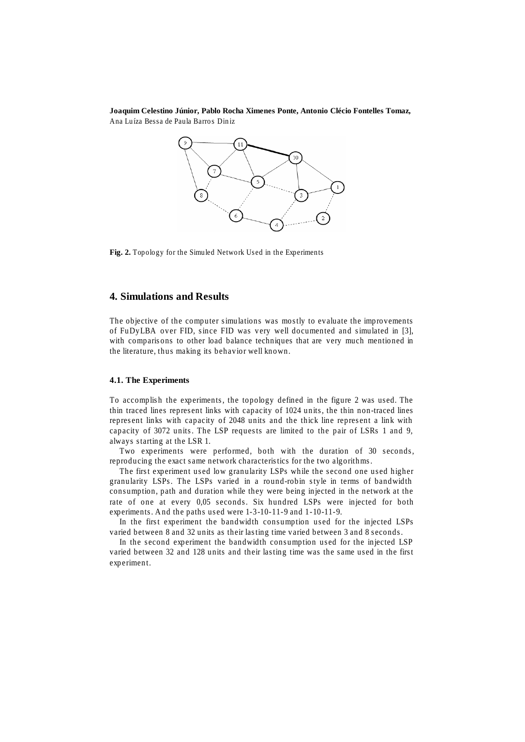**Fig. 2.** Topology for the Simuled Network Used in the Experiments

## 4. Simulations and Results

The objective of the computer simulations was mostly to evaluate the improvements of FuDyLBA over FID, since FID was very well documented and simulated in [3], with comparisons to other load balance techniques that are very much mentioned in the literature, thus making its behavior well known.

### 4.1. The Experiments

To accomplish the experiments, the topology defined in the figure 2 was used. The thin traced lines represent links with capacity of 1024 units, the thin non-traced lines represent links with capacity of 2048 units and the thick line represent a link with capacity of 3072 units. The LSP requests are limited to the pair of LSRs 1 and 9, always starting at the LSR 1.

Two experiments were performed, both with the duration of 30 seconds, reproducing the exact same network characteristics for the two algorithms.

The first experiment used low granularity LSPs while the second one used higher granularity LSPs. The LSPs varied in a round-robin style in terms of bandwidth consumption, path and duration while they were being injected in the network at the rate of one at every 0,05 seconds. Six hundred LSPs were injected for both experiments. And the paths used were 1-3-10-11-9 and 1-10-11-9.

In the first experiment the bandwidth consumption used for the injected LSPs varied between 8 and 32 units as their lasting time varied between 3 and 8 seconds.

In the second experiment the bandwidth consumption used for the injected LSP varied between 32 and 128 units and their lasting time was the same used in the first experiment.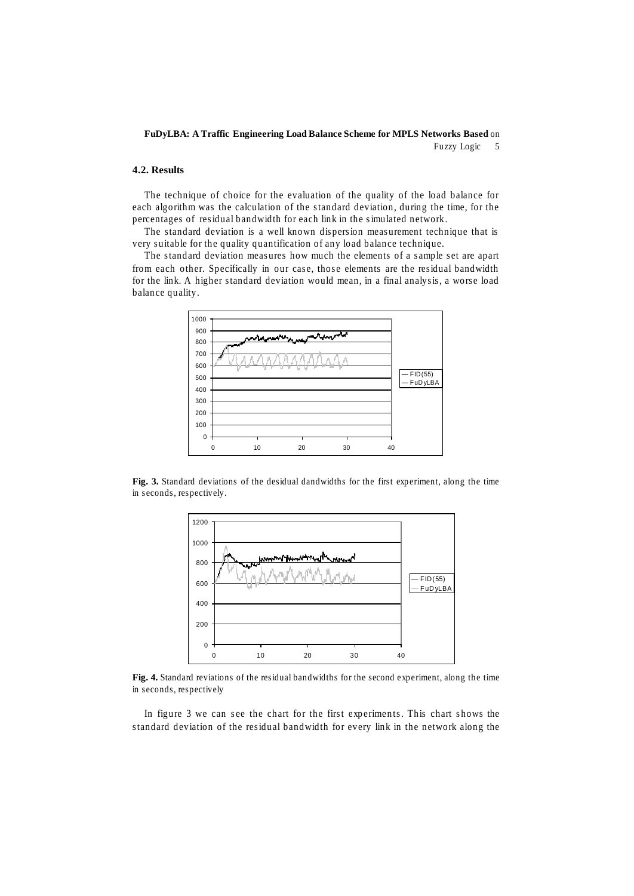### 4.2. Results

The technique of choice for the evaluation of the quality of the load balance for each algorithm was the calculation of the standard deviation, during the time, for the percentages of residual bandwidth for each link in the simulated network.

The standard deviation is a well known dispersion measurement technique that is very suitable for the quality quantification of any load balance technique.

The standard deviation measures how much the elements of a sample set are apart from each other. Specifically in our case, those elements are the residual bandwidth for the link. A higher standard deviation would mean, in a final analysis, a worse load balance quality.

**Fig. 3.** Standard deviations of the desidual dandwidths for the first experiment, along the time in seconds, respectively.

**Fig. 4.** Standard reviations of the residual bandwidths for the second experiment, along the time in seconds, respectively

In figure 3 we can see the chart for the first experiments. This chart shows the standard deviation of the residual bandwidth for every link in the network along the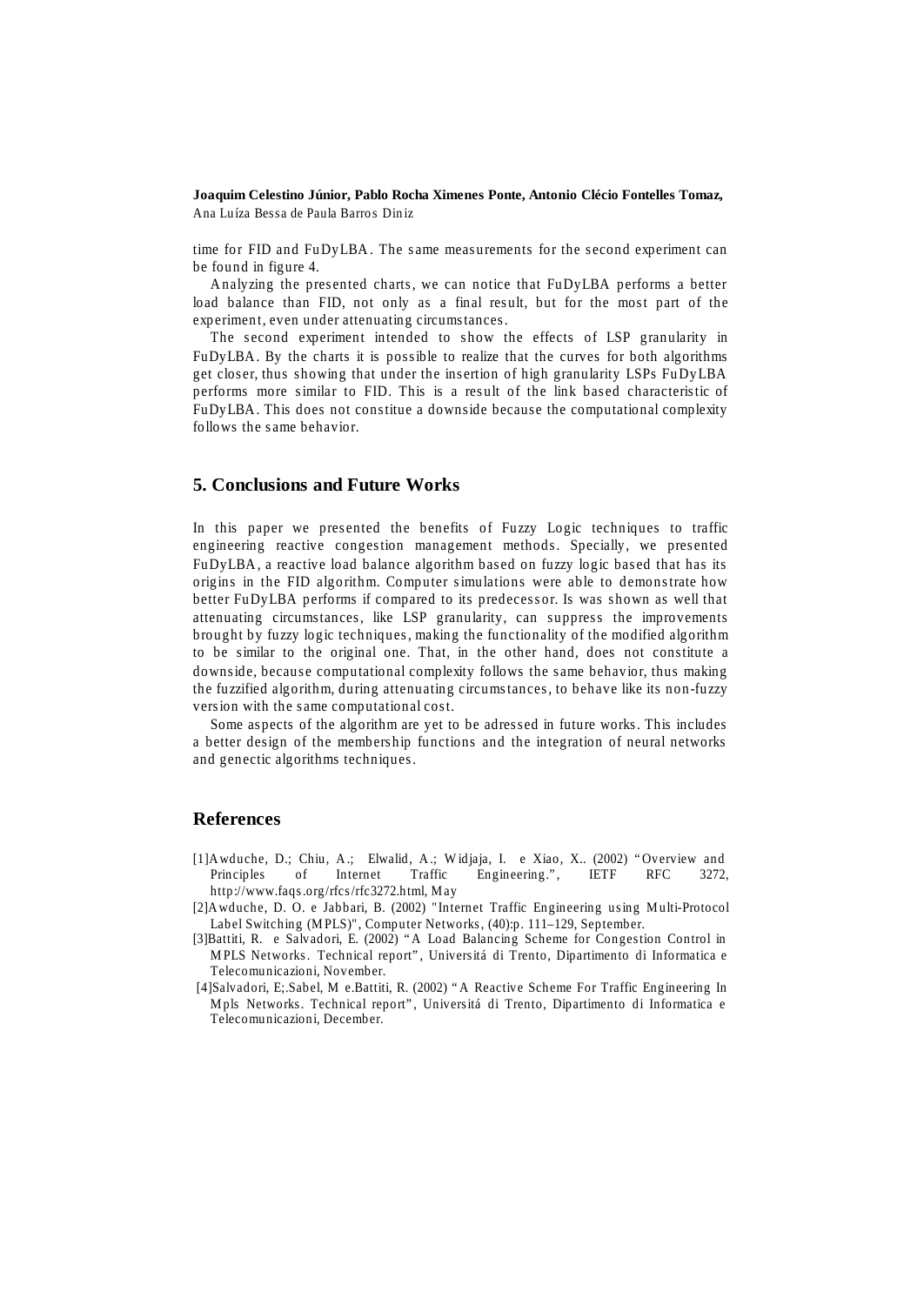time for FID and FuDyLBA. The same measurements for the second experiment can be found in figure 4.

Analyzing the presented charts, we can notice that FuDyLBA performs a better load balance than FID, not only as a final result, but for the most part of the experiment, even under attenuating circumstances.

The second experiment intended to show the effects of LSP granularity in FuDyLBA. By the charts it is possible to realize that the curves for both algorithms get closer, thus showing that under the insertion of high granularity LSPs FuDyLBA performs more similar to FID. This is a result of the link based characteristic of FuDyLBA. This does not constitue a downside because the computational complexity follows the same behavior.

## 5. Conclusions and Future Works

In this paper we presented the benefits of Fuzzy Logic techniques to traffic engineering reactive congestion management methods. Specially, we presented FuDyLBA, a reactive load balance algorithm based on fuzzy logic based that has its origins in the FID algorithm. Computer simulations were able to demonstrate how better FuDyLBA performs if compared to its predecessor. Is was shown as well that attenuating circumstances, like LSP granularity, can suppress the improvements brought by fuzzy logic techniques, making the functionality of the modified algorithm to be similar to the original one. That, in the other hand, does not constitute a downside, because computational complexity follows the same behavior, thus making the fuzzified algorithm, during attenuating circumstances, to behave like its non-fuzzy version with the same computational cost.

Some aspects of the algorithm are yet to be adressed in future works. This includes a better design of the membership functions and the integration of neural networks and genectic algorithms techniques.

## References

[1]Awduche, D.; Chiu, A.; Elwalid, A.; Widjaja, I. e Xiao, X.. (2002) "Overview and Principles of Internet Traffic Engineering.", IETF RFC 3272, http://www.faqs.org/rfcs/rfc3272.html, May

[2]Awduche, D. O. e Jabbari, B. (2002) "Internet Traffic Engineering using Multi-Protocol Label Switching (MPLS)", Computer Networks, (40):p. 111–129, September.

[3]Battiti, R. e Salvadori, E. (2002) "A Load Balancing Scheme for Congestion Control in MPLS Networks. Technical report", Universitá di Trento, Dipartimento di Informatica e Telecomunicazioni, November.

[4]Salvadori, E;.Sabel, M e.Battiti, R. (2002) "A Reactive Scheme For Traffic Engineering In Mpls Networks. Technical report", Universitá di Trento, Dipartimento di Informatica e Telecomunicazioni, December.